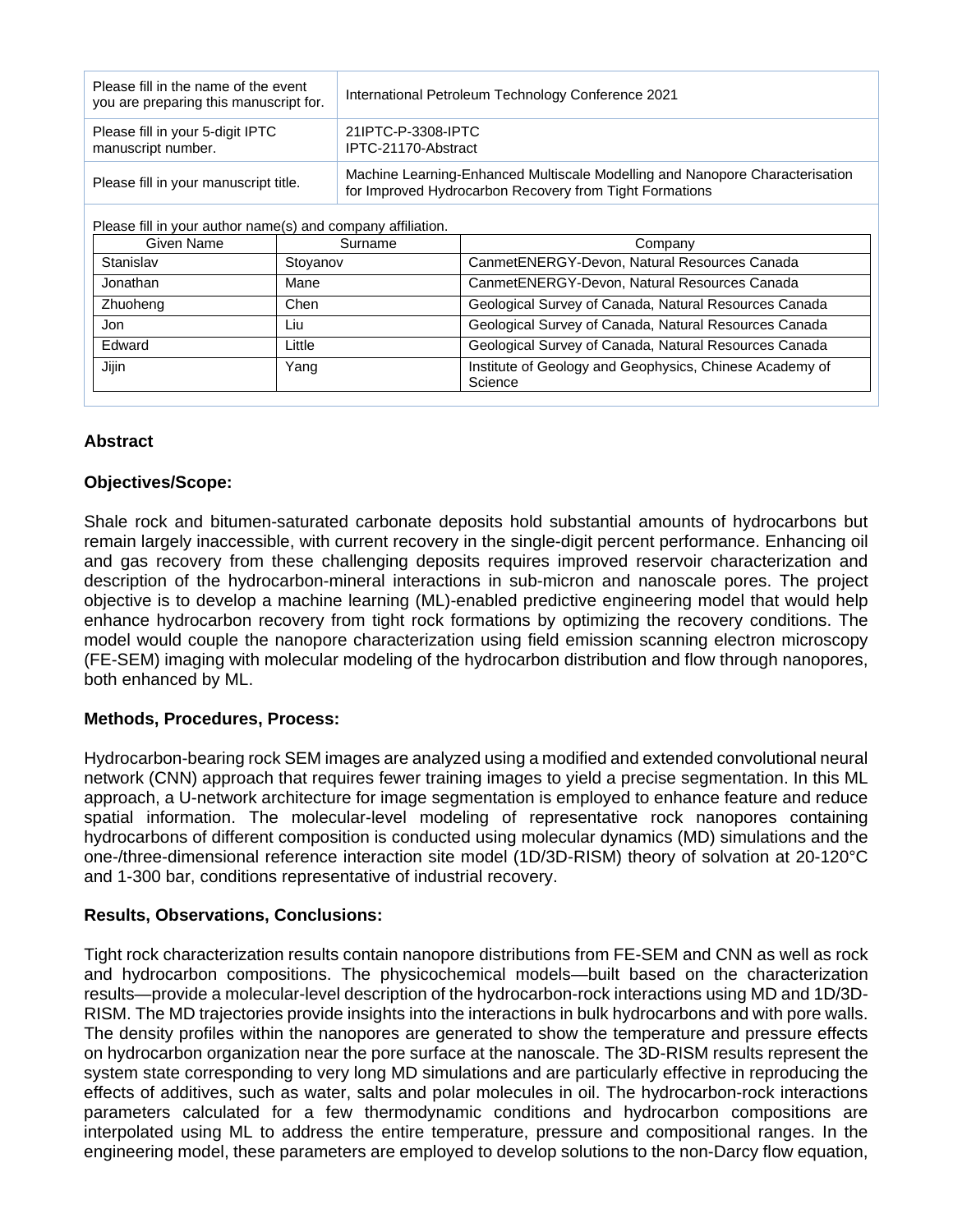| Please fill in the name of the event you are preparing this manuscript for. | International Petroleum Technology Conference 2021 |
|---|---|
| Please fill in your 5-digit IPTC manuscript number. | 21IPTC-P-3308-IPTC<br>IPTC-21170-Abstract |
| Please fill in your manuscript title. | Machine Learning-Enhanced Multiscale Modelling and Nanopore Characterisation for Improved Hydrocarbon Recovery from Tight Formations |

Please fill in your author name(s) and company affiliation.

| Given Name | Surname | Company |
|---|---|---|
| Stanislav | Stoyanov | CanmetENERGY-Devon, Natural Resources Canada |
| Jonathan | Mane | CanmetENERGY-Devon, Natural Resources Canada |
| Zhuoheng | Chen | Geological Survey of Canada, Natural Resources Canada |
| Jon | Liu | Geological Survey of Canada, Natural Resources Canada |
| Edward | Little | Geological Survey of Canada, Natural Resources Canada |
| Jijin | Yang | Institute of Geology and Geophysics, Chinese Academy of Science |

## Abstract

### Objectives/Scope:

Shale rock and bitumen-saturated carbonate deposits hold substantial amounts of hydrocarbons but remain largely inaccessible, with current recovery in the single-digit percent performance. Enhancing oil and gas recovery from these challenging deposits requires improved reservoir characterization and description of the hydrocarbon-mineral interactions in sub-micron and nanoscale pores. The project objective is to develop a machine learning (ML)-enabled predictive engineering model that would help enhance hydrocarbon recovery from tight rock formations by optimizing the recovery conditions. The model would couple the nanopore characterization using field emission scanning electron microscopy (FE-SEM) imaging with molecular modeling of the hydrocarbon distribution and flow through nanopores, both enhanced by ML.

### Methods, Procedures, Process:

Hydrocarbon-bearing rock SEM images are analyzed using a modified and extended convolutional neural network (CNN) approach that requires fewer training images to yield a precise segmentation. In this ML approach, a U-network architecture for image segmentation is employed to enhance feature and reduce spatial information. The molecular-level modeling of representative rock nanopores containing hydrocarbons of different composition is conducted using molecular dynamics (MD) simulations and the one-/three-dimensional reference interaction site model (1D/3D-RISM) theory of solvation at 20-120°C and 1-300 bar, conditions representative of industrial recovery.

### Results, Observations, Conclusions:

Tight rock characterization results contain nanopore distributions from FE-SEM and CNN as well as rock and hydrocarbon compositions. The physicochemical models—built based on the characterization results—provide a molecular-level description of the hydrocarbon-rock interactions using MD and 1D/3D-RISM. The MD trajectories provide insights into the interactions in bulk hydrocarbons and with pore walls. The density profiles within the nanopores are generated to show the temperature and pressure effects on hydrocarbon organization near the pore surface at the nanoscale. The 3D-RISM results represent the system state corresponding to very long MD simulations and are particularly effective in reproducing the effects of additives, such as water, salts and polar molecules in oil. The hydrocarbon-rock interactions parameters calculated for a few thermodynamic conditions and hydrocarbon compositions are interpolated using ML to address the entire temperature, pressure and compositional ranges. In the engineering model, these parameters are employed to develop solutions to the non-Darcy flow equation,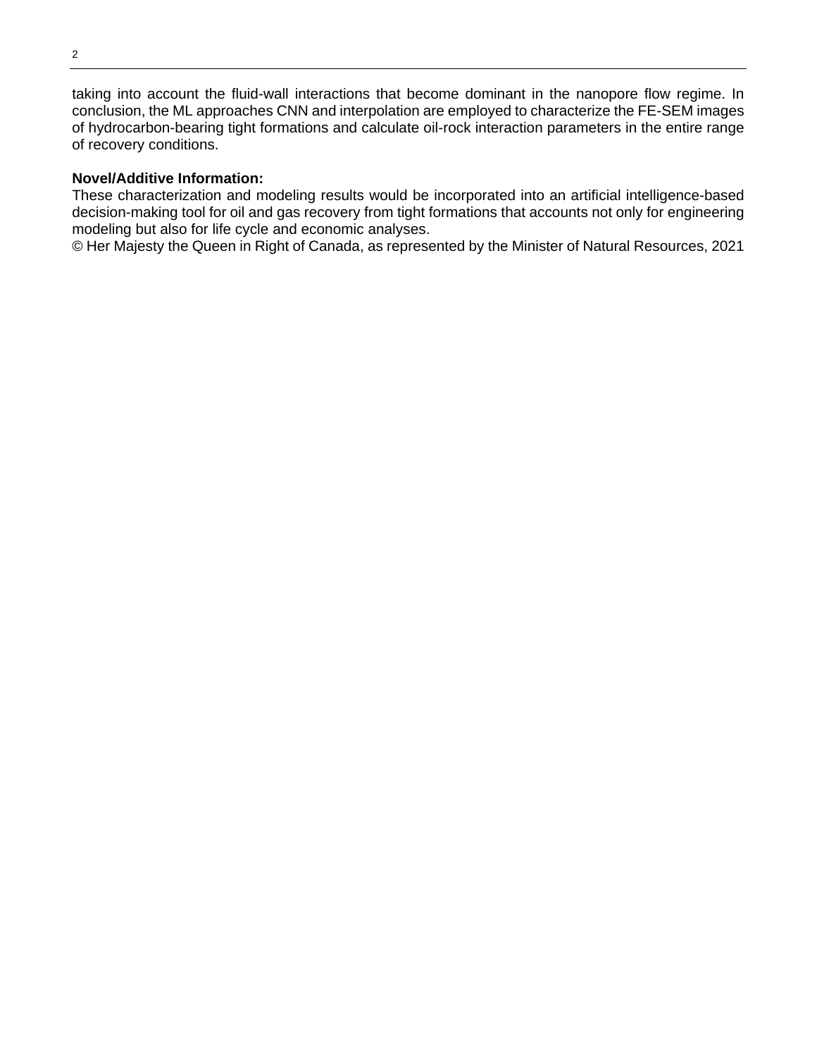taking into account the fluid-wall interactions that become dominant in the nanopore flow regime. In conclusion, the ML approaches CNN and interpolation are employed to characterize the FE-SEM images of hydrocarbon-bearing tight formations and calculate oil-rock interaction parameters in the entire range of recovery conditions.

**Novel/Additive Information:**

These characterization and modeling results would be incorporated into an artificial intelligence-based decision-making tool for oil and gas recovery from tight formations that accounts not only for engineering modeling but also for life cycle and economic analyses.

© Her Majesty the Queen in Right of Canada, as represented by the Minister of Natural Resources, 2021